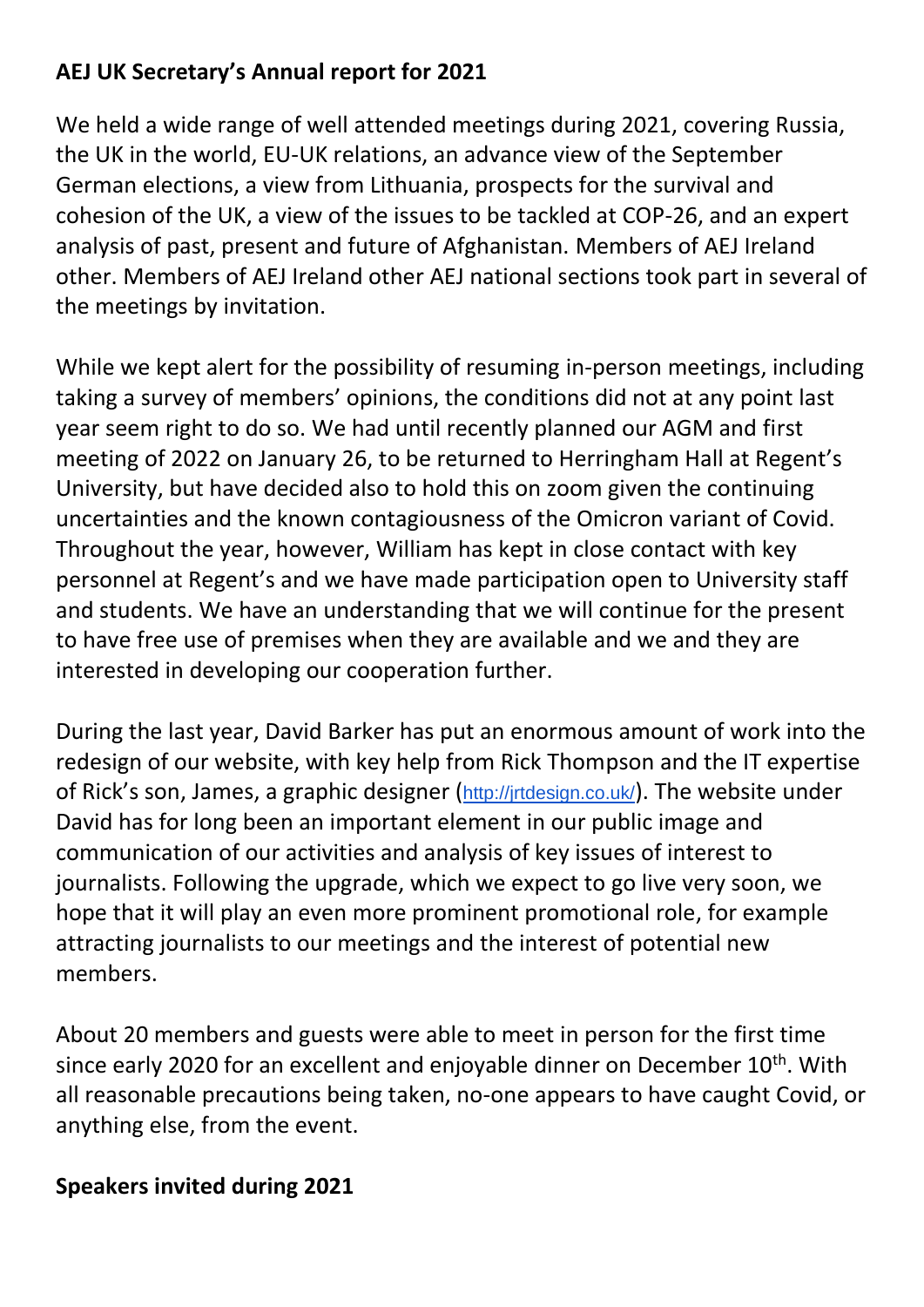**AEJ UK Secretary's Annual report for 2021**

We held a wide range of well attended meetings during 2021, covering Russia, the UK in the world, EU-UK relations, an advance view of the September German elections, a view from Lithuania, prospects for the survival and cohesion of the UK, a view of the issues to be tackled at COP-26, and an expert analysis of past, present and future of Afghanistan. Members of AEJ Ireland other. Members of AEJ Ireland other AEJ national sections took part in several of the meetings by invitation.

While we kept alert for the possibility of resuming in-person meetings, including taking a survey of members' opinions, the conditions did not at any point last year seem right to do so. We had until recently planned our AGM and first meeting of 2022 on January 26, to be returned to Herringham Hall at Regent's University, but have decided also to hold this on zoom given the continuing uncertainties and the known contagiousness of the Omicron variant of Covid. Throughout the year, however, William has kept in close contact with key personnel at Regent's and we have made participation open to University staff and students. We have an understanding that we will continue for the present to have free use of premises when they are available and we and they are interested in developing our cooperation further.

During the last year, David Barker has put an enormous amount of work into the redesign of our website, with key help from Rick Thompson and the IT expertise of Rick's son, James, a graphic designer (http://jrtdesign.co.uk/). The website under David has for long been an important element in our public image and communication of our activities and analysis of key issues of interest to journalists. Following the upgrade, which we expect to go live very soon, we hope that it will play an even more prominent promotional role, for example attracting journalists to our meetings and the interest of potential new members.

About 20 members and guests were able to meet in person for the first time since early 2020 for an excellent and enjoyable dinner on December 10th. With all reasonable precautions being taken, no-one appears to have caught Covid, or anything else, from the event.

**Speakers invited during 2021**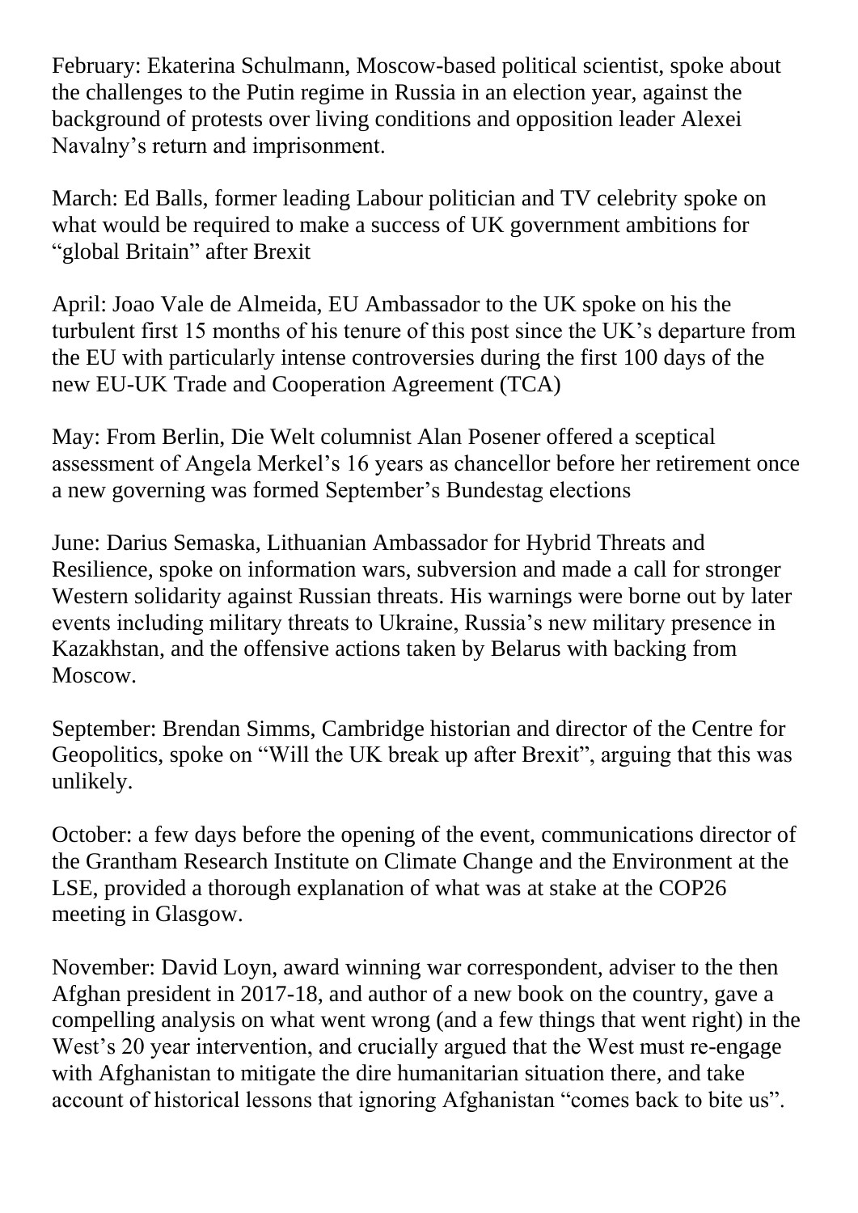February: Ekaterina Schulmann, Moscow-based political scientist, spoke about the challenges to the Putin regime in Russia in an election year, against the background of protests over living conditions and opposition leader Alexei Navalny's return and imprisonment.

March: Ed Balls, former leading Labour politician and TV celebrity spoke on what would be required to make a success of UK government ambitions for "global Britain" after Brexit

April: Joao Vale de Almeida, EU Ambassador to the UK spoke on his the turbulent first 15 months of his tenure of this post since the UK's departure from the EU with particularly intense controversies during the first 100 days of the new EU-UK Trade and Cooperation Agreement (TCA)

May: From Berlin, Die Welt columnist Alan Posener offered a sceptical assessment of Angela Merkel's 16 years as chancellor before her retirement once a new governing was formed September's Bundestag elections

June: Darius Semaska, Lithuanian Ambassador for Hybrid Threats and Resilience, spoke on information wars, subversion and made a call for stronger Western solidarity against Russian threats. His warnings were borne out by later events including military threats to Ukraine, Russia's new military presence in Kazakhstan, and the offensive actions taken by Belarus with backing from Moscow.

September: Brendan Simms, Cambridge historian and director of the Centre for Geopolitics, spoke on "Will the UK break up after Brexit", arguing that this was unlikely.

October: a few days before the opening of the event, communications director of the Grantham Research Institute on Climate Change and the Environment at the LSE, provided a thorough explanation of what was at stake at the COP26 meeting in Glasgow.

November: David Loyn, award winning war correspondent, adviser to the then Afghan president in 2017-18, and author of a new book on the country, gave a compelling analysis on what went wrong (and a few things that went right) in the West's 20 year intervention, and crucially argued that the West must re-engage with Afghanistan to mitigate the dire humanitarian situation there, and take account of historical lessons that ignoring Afghanistan "comes back to bite us".